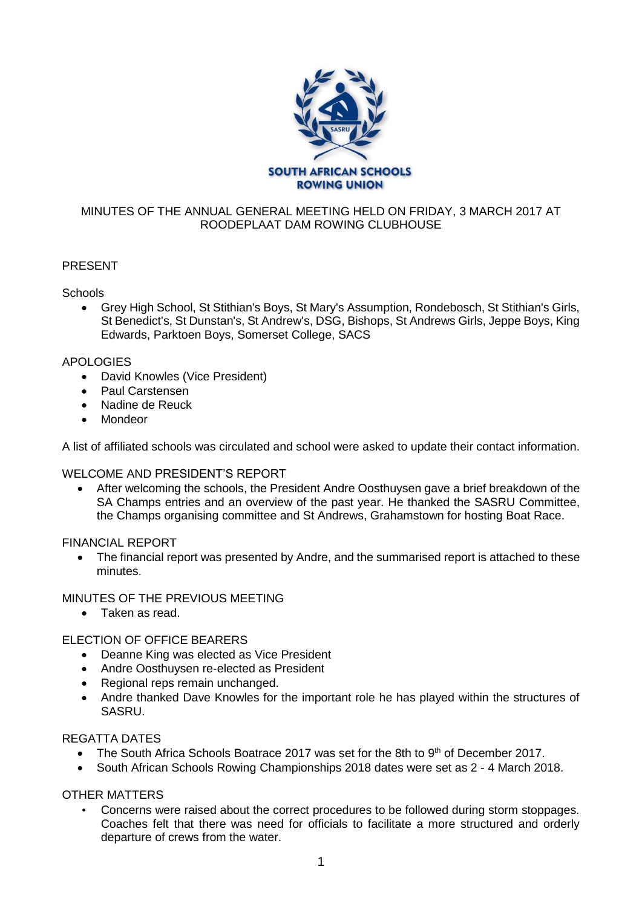SOUTH AFRICAN SCHOOLS ROWING UNION

MINUTES OF THE ANNUAL GENERAL MEETING HELD ON FRIDAY, 3 MARCH 2017 AT RODDEPLAAT DAM ROWING CLUBHOUSE

PRESENT

Schools

- Grey High School, St Stithian's Boys, St Mary's Assumption, Rondebosch, St Stithian's Girls, St Benedict's, St Dunstan's, St Andrew's, DSG, Bishops, St Andrews Girls, Jeppe Boys, King Edwards, Parktoen Boys, Somerset College, SACS

APOLOGIES

- David Knowles (Vice President)
- Paul Carstensen
- Nadine de Reuck
- Mondeor

A list of affiliated schools was circulated and school were asked to update their contact information.

WELCOME AND PRESIDENT'S REPORT

- After welcoming the schools, the President Andre Oosthuysen gave a brief breakdown of the SA Champs entries and an overview of the past year. He thanked the SASRU Committee, the Champs organising committee and St Andrews, Grahamstown for hosting Boat Race.

FINANCIAL REPORT

- The financial report was presented by Andre, and the summarised report is attached to these minutes.

MINUTES OF THE PREVIOUS MEETING

- Taken as read.

ELECTION OF OFFICE BEARERS

- Deanne King was elected as Vice President
- Andre Oosthuysen re-elected as President
- Regional reps remain unchanged.
- Andre thanked Dave Knowles for the important role he has played within the structures of SASRU.

REGATTA DATES

- The South Africa Schools Boatrace 2017 was set for the 8th to 9th of December 2017.
- South African Schools Rowing Championships 2018 dates were set as 2 - 4 March 2018.

OTHER MATTERS

- Concerns were raised about the correct procedures to be followed during storm stoppages. Coaches felt that there was need for officials to facilitate a more structured and orderly departure of crews from the water.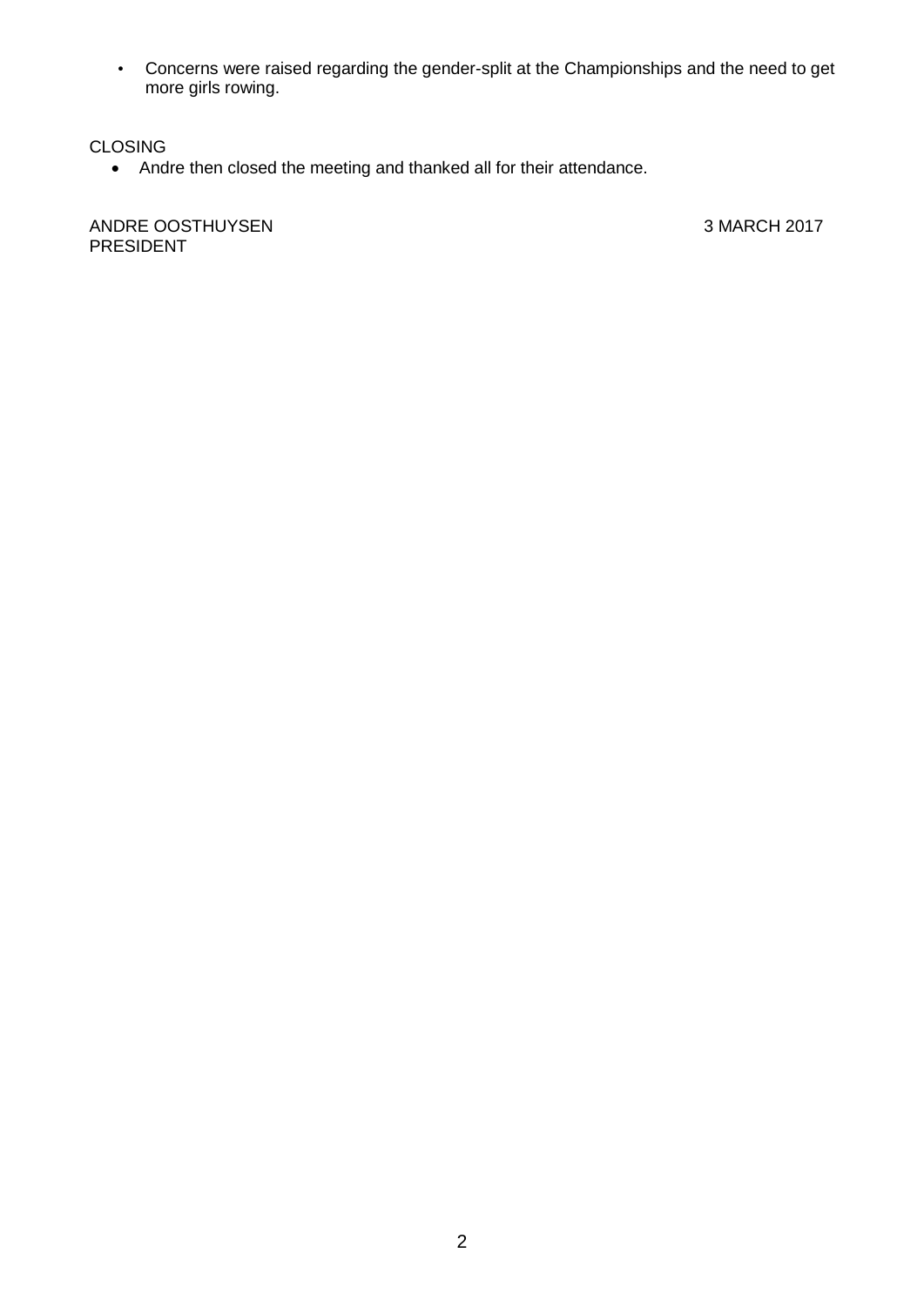- Concerns were raised regarding the gender-split at the Championships and the need to get more girls rowing.

CLOSING

- Andre then closed the meeting and thanked all for their attendance.

ANDRE OOSTHUYSEN 3 MARCH 2017
PRESIDENT